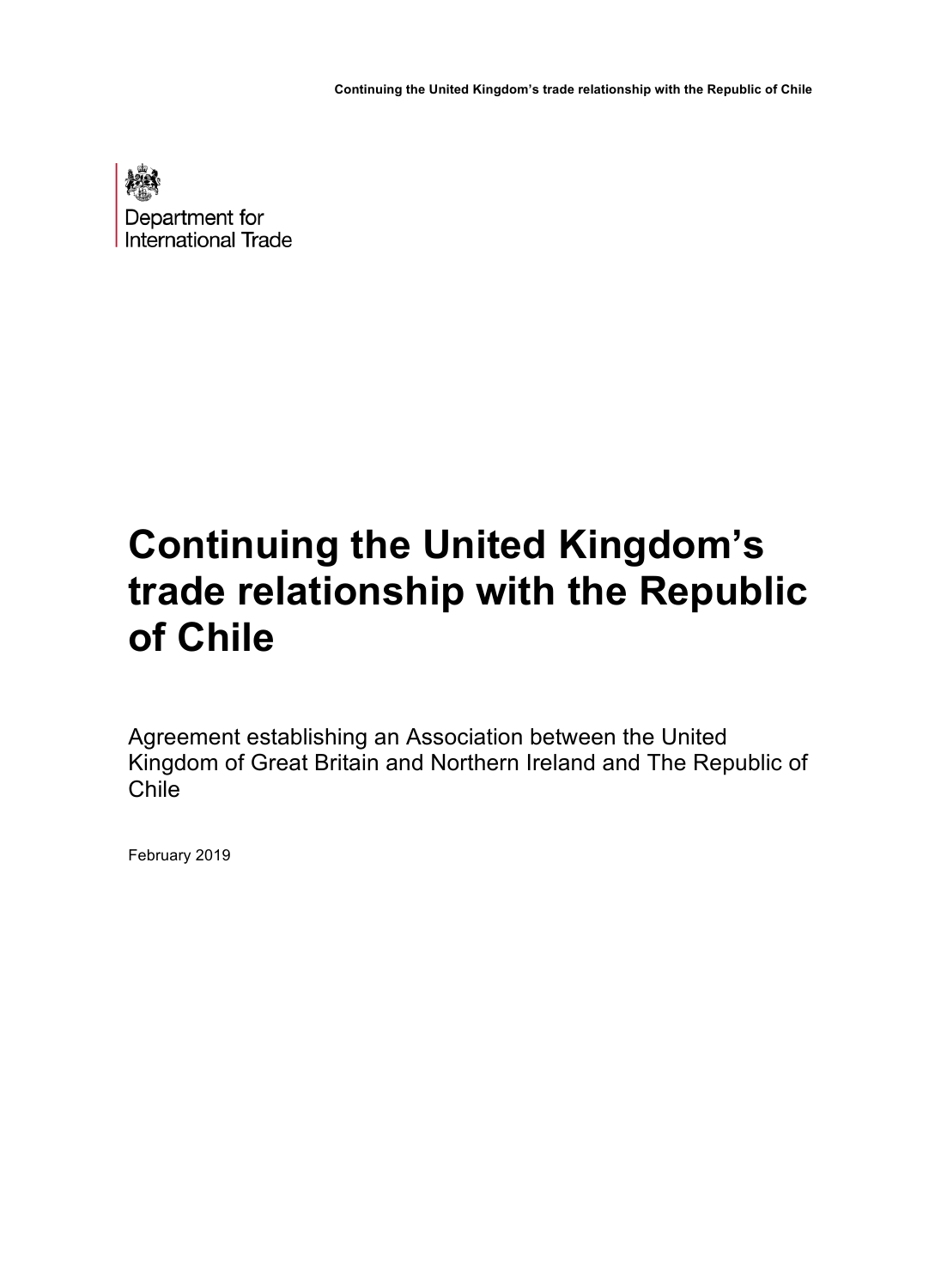Department for International Trade

# Continuing the United Kingdom's trade relationship with the Republic of Chile

Agreement establishing an Association between the United Kingdom of Great Britain and Northern Ireland and The Republic of Chile

February 2019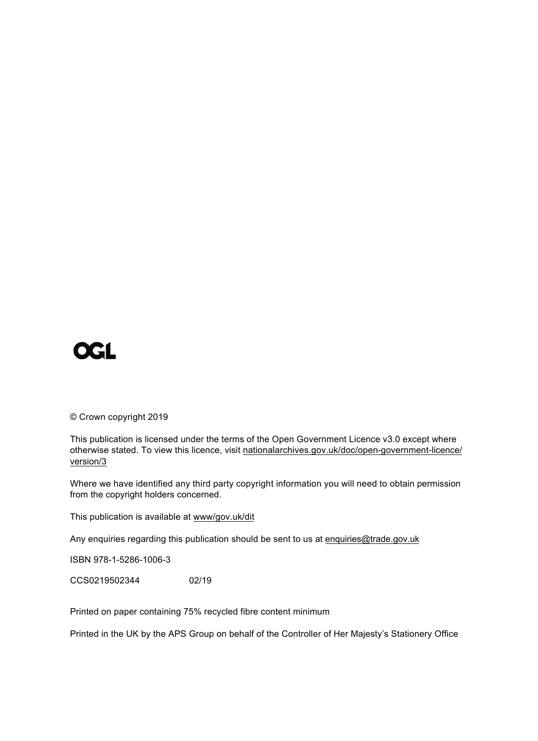OGL

© Crown copyright 2019

This publication is licensed under the terms of the Open Government Licence v3.0 except where otherwise stated. To view this licence, visit nationalarchives.gov.uk/doc/open-government-licence/version/3

Where we have identified any third party copyright information you will need to obtain permission from the copyright holders concerned.

This publication is available at www/gov.uk/dit

Any enquiries regarding this publication should be sent to us at enquiries@trade.gov.uk

ISBN 978-1-5286-1006-3

CCS0219502344 02/19

Printed on paper containing 75% recycled fibre content minimum

Printed in the UK by the APS Group on behalf of the Controller of Her Majesty's Stationery Office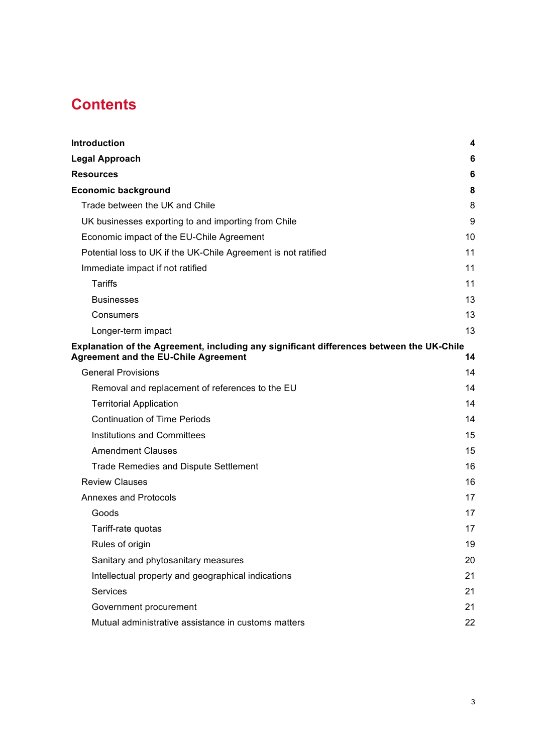# Contents

| | |
|---|---|
| **Introduction** | **4** |
| **Legal Approach** | **6** |
| **Resources** | **6** |
| **Economic background** | **8** |
| Trade between the UK and Chile | 8 |
| UK businesses exporting to and importing from Chile | 9 |
| Economic impact of the EU-Chile Agreement | 10 |
| Potential loss to UK if the UK-Chile Agreement is not ratified | 11 |
| Immediate impact if not ratified | 11 |
| Tariffs | 11 |
| Businesses | 13 |
| Consumers | 13 |
| Longer-term impact | 13 |
| **Explanation of the Agreement, including any significant differences between the UK-Chile Agreement and the EU-Chile Agreement** | **14** |
| General Provisions | 14 |
| Removal and replacement of references to the EU | 14 |
| Territorial Application | 14 |
| Continuation of Time Periods | 14 |
| Institutions and Committees | 15 |
| Amendment Clauses | 15 |
| Trade Remedies and Dispute Settlement | 16 |
| Review Clauses | 16 |
| Annexes and Protocols | 17 |
| Goods | 17 |
| Tariff-rate quotas | 17 |
| Rules of origin | 19 |
| Sanitary and phytosanitary measures | 20 |
| Intellectual property and geographical indications | 21 |
| Services | 21 |
| Government procurement | 21 |
| Mutual administrative assistance in customs matters | 22 |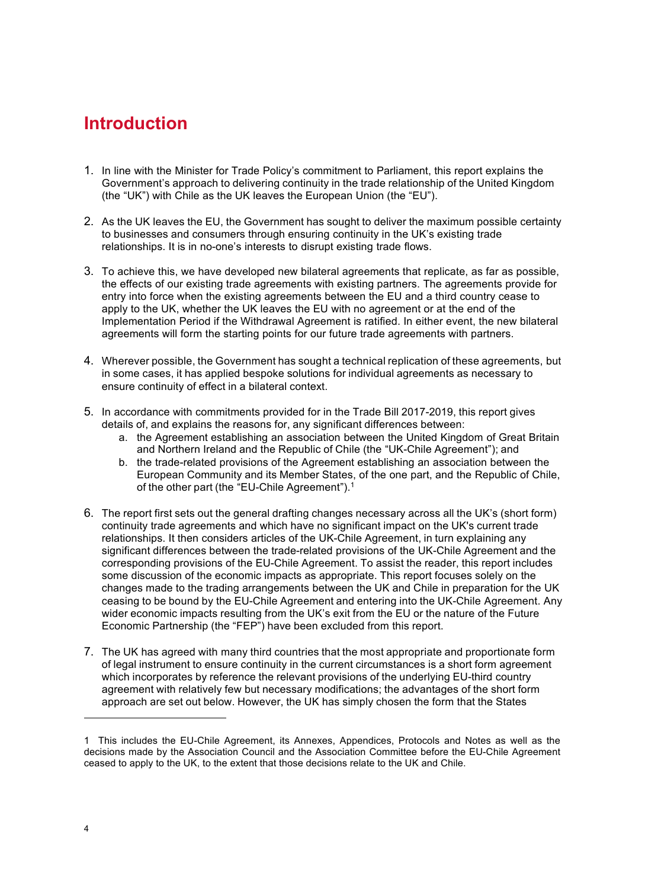# Introduction

1. In line with the Minister for Trade Policy's commitment to Parliament, this report explains the Government's approach to delivering continuity in the trade relationship of the United Kingdom (the "UK") with Chile as the UK leaves the European Union (the "EU").

2. As the UK leaves the EU, the Government has sought to deliver the maximum possible certainty to businesses and consumers through ensuring continuity in the UK's existing trade relationships. It is in no-one's interests to disrupt existing trade flows.

3. To achieve this, we have developed new bilateral agreements that replicate, as far as possible, the effects of our existing trade agreements with existing partners. The agreements provide for entry into force when the existing agreements between the EU and a third country cease to apply to the UK, whether the UK leaves the EU with no agreement or at the end of the Implementation Period if the Withdrawal Agreement is ratified. In either event, the new bilateral agreements will form the starting points for our future trade agreements with partners.

4. Wherever possible, the Government has sought a technical replication of these agreements, but in some cases, it has applied bespoke solutions for individual agreements as necessary to ensure continuity of effect in a bilateral context.

5. In accordance with commitments provided for in the Trade Bill 2017-2019, this report gives details of, and explains the reasons for, any significant differences between:
   a. the Agreement establishing an association between the United Kingdom of Great Britain and Northern Ireland and the Republic of Chile (the "UK-Chile Agreement"); and
   b. the trade-related provisions of the Agreement establishing an association between the European Community and its Member States, of the one part, and the Republic of Chile, of the other part (the "EU-Chile Agreement").[1]

6. The report first sets out the general drafting changes necessary across all the UK's (short form) continuity trade agreements and which have no significant impact on the UK's current trade relationships. It then considers articles of the UK-Chile Agreement, in turn explaining any significant differences between the trade-related provisions of the UK-Chile Agreement and the corresponding provisions of the EU-Chile Agreement. To assist the reader, this report includes some discussion of the economic impacts as appropriate. This report focuses solely on the changes made to the trading arrangements between the UK and Chile in preparation for the UK ceasing to be bound by the EU-Chile Agreement and entering into the UK-Chile Agreement. Any wider economic impacts resulting from the UK's exit from the EU or the nature of the Future Economic Partnership (the "FEP") have been excluded from this report.

7. The UK has agreed with many third countries that the most appropriate and proportionate form of legal instrument to ensure continuity in the current circumstances is a short form agreement which incorporates by reference the relevant provisions of the underlying EU-third country agreement with relatively few but necessary modifications; the advantages of the short form approach are set out below. However, the UK has simply chosen the form that the States

---

1 This includes the EU-Chile Agreement, its Annexes, Appendices, Protocols and Notes as well as the decisions made by the Association Council and the Association Committee before the EU-Chile Agreement ceased to apply to the UK, to the extent that those decisions relate to the UK and Chile.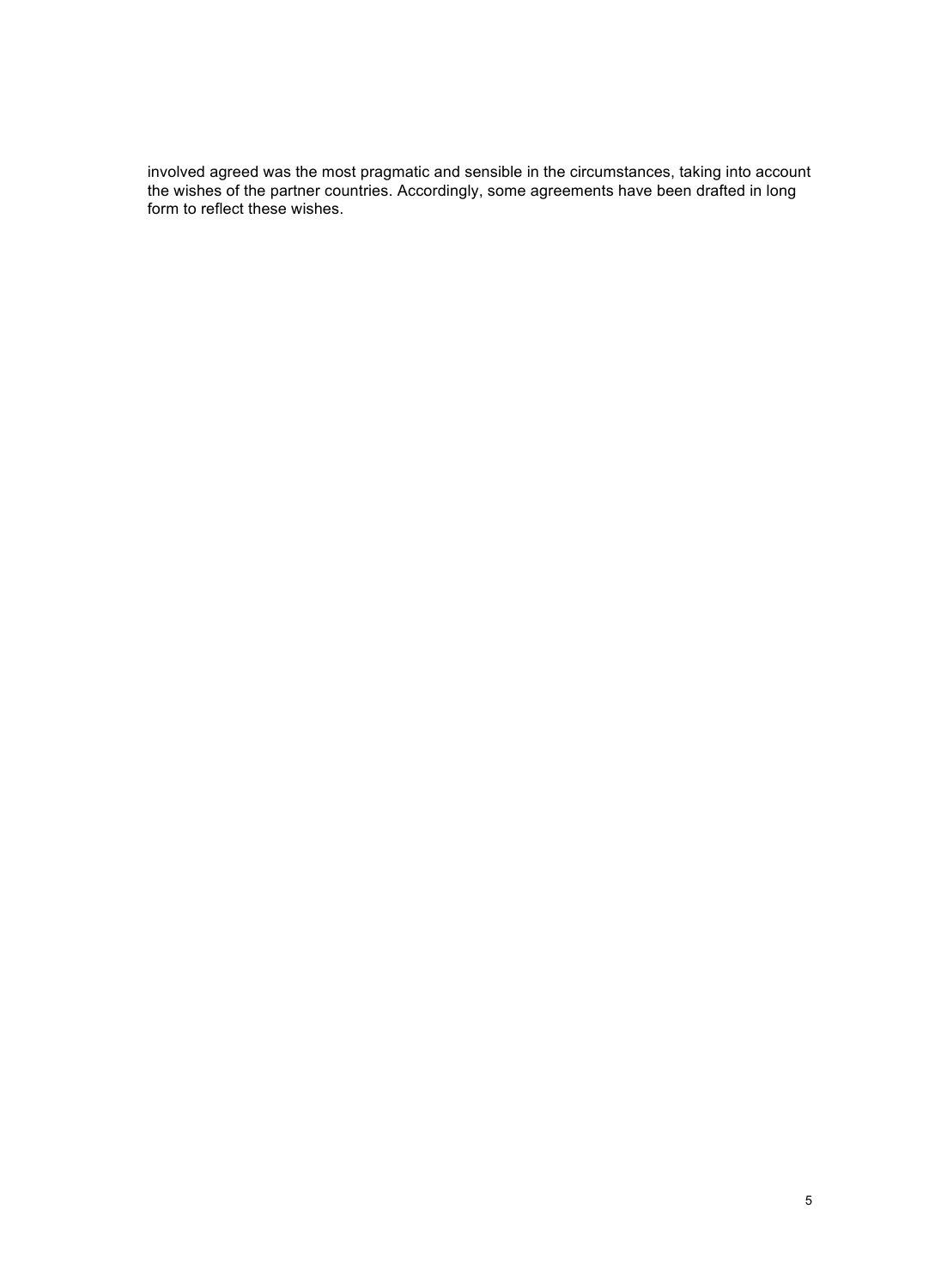involved agreed was the most pragmatic and sensible in the circumstances, taking into account the wishes of the partner countries. Accordingly, some agreements have been drafted in long form to reflect these wishes.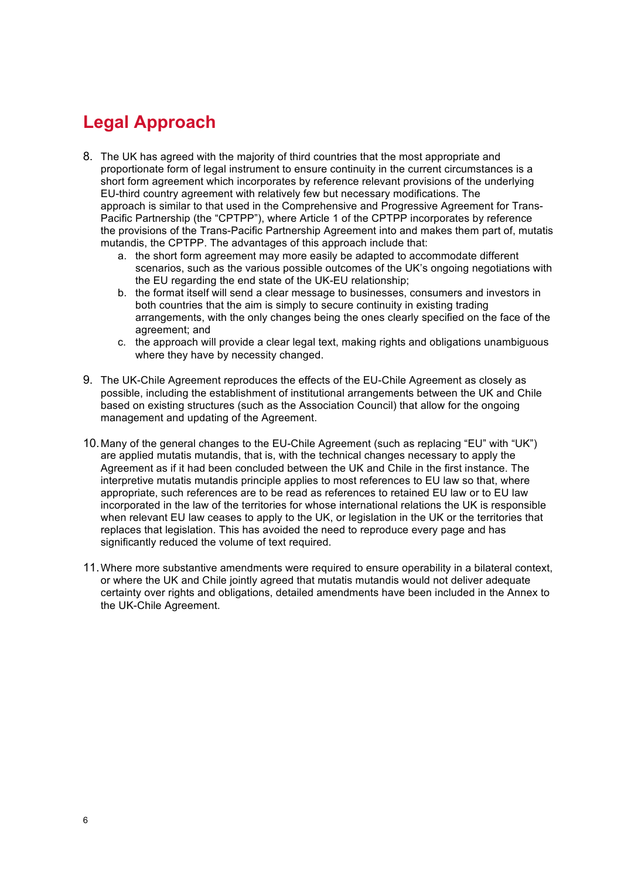# Legal Approach

8. The UK has agreed with the majority of third countries that the most appropriate and proportionate form of legal instrument to ensure continuity in the current circumstances is a short form agreement which incorporates by reference relevant provisions of the underlying EU-third country agreement with relatively few but necessary modifications. The approach is similar to that used in the Comprehensive and Progressive Agreement for Trans-Pacific Partnership (the "CPTPP"), where Article 1 of the CPTPP incorporates by reference the provisions of the Trans-Pacific Partnership Agreement into and makes them part of, mutatis mutandis, the CPTPP. The advantages of this approach include that:
   a. the short form agreement may more easily be adapted to accommodate different scenarios, such as the various possible outcomes of the UK's ongoing negotiations with the EU regarding the end state of the UK-EU relationship;
   b. the format itself will send a clear message to businesses, consumers and investors in both countries that the aim is simply to secure continuity in existing trading arrangements, with the only changes being the ones clearly specified on the face of the agreement; and
   c. the approach will provide a clear legal text, making rights and obligations unambiguous where they have by necessity changed.

9. The UK-Chile Agreement reproduces the effects of the EU-Chile Agreement as closely as possible, including the establishment of institutional arrangements between the UK and Chile based on existing structures (such as the Association Council) that allow for the ongoing management and updating of the Agreement.

10. Many of the general changes to the EU-Chile Agreement (such as replacing "EU" with "UK") are applied mutatis mutandis, that is, with the technical changes necessary to apply the Agreement as if it had been concluded between the UK and Chile in the first instance. The interpretive mutatis mutandis principle applies to most references to EU law so that, where appropriate, such references are to be read as references to retained EU law or to EU law incorporated in the law of the territories for whose international relations the UK is responsible when relevant EU law ceases to apply to the UK, or legislation in the UK or the territories that replaces that legislation. This has avoided the need to reproduce every page and has significantly reduced the volume of text required.

11. Where more substantive amendments were required to ensure operability in a bilateral context, or where the UK and Chile jointly agreed that mutatis mutandis would not deliver adequate certainty over rights and obligations, detailed amendments have been included in the Annex to the UK-Chile Agreement.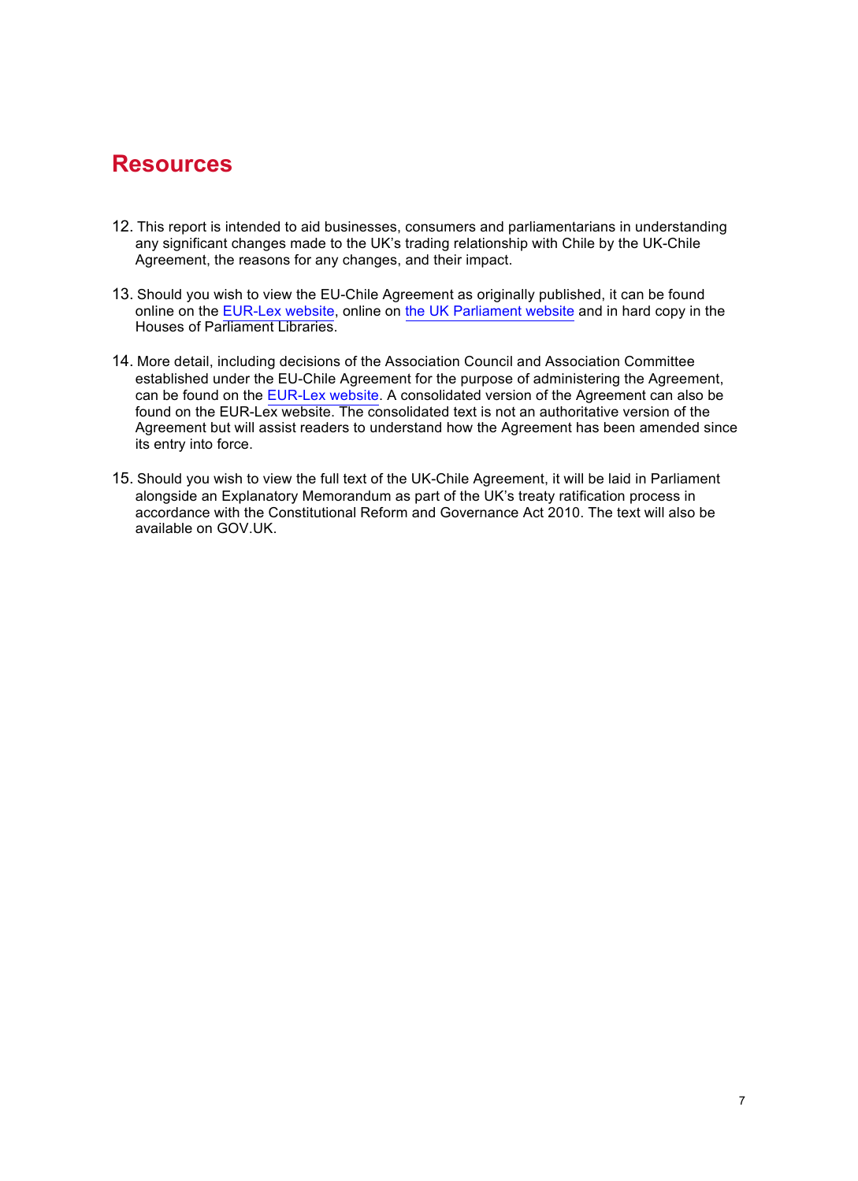## Resources

12. This report is intended to aid businesses, consumers and parliamentarians in understanding any significant changes made to the UK's trading relationship with Chile by the UK-Chile Agreement, the reasons for any changes, and their impact.

13. Should you wish to view the EU-Chile Agreement as originally published, it can be found online on the EUR-Lex website, online on the UK Parliament website and in hard copy in the Houses of Parliament Libraries.

14. More detail, including decisions of the Association Council and Association Committee established under the EU-Chile Agreement for the purpose of administering the Agreement, can be found on the EUR-Lex website. A consolidated version of the Agreement can also be found on the EUR-Lex website. The consolidated text is not an authoritative version of the Agreement but will assist readers to understand how the Agreement has been amended since its entry into force.

15. Should you wish to view the full text of the UK-Chile Agreement, it will be laid in Parliament alongside an Explanatory Memorandum as part of the UK's treaty ratification process in accordance with the Constitutional Reform and Governance Act 2010. The text will also be available on GOV.UK.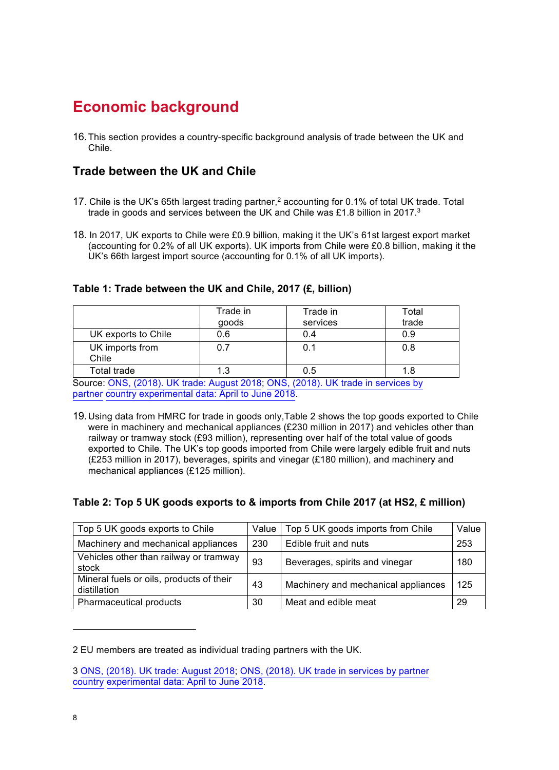# Economic background

16. This section provides a country-specific background analysis of trade between the UK and Chile.

## Trade between the UK and Chile

17. Chile is the UK's 65th largest trading partner,[2] accounting for 0.1% of total UK trade. Total trade in goods and services between the UK and Chile was £1.8 billion in 2017.[3]

18. In 2017, UK exports to Chile were £0.9 billion, making it the UK's 61st largest export market (accounting for 0.2% of all UK exports). UK imports from Chile were £0.8 billion, making it the UK's 66th largest import source (accounting for 0.1% of all UK imports).

### Table 1: Trade between the UK and Chile, 2017 (£, billion)

| | Trade in goods | Trade in services | Total trade |
|---|---|---|---|
| UK exports to Chile | 0.6 | 0.4 | 0.9 |
| UK imports from Chile | 0.7 | 0.1 | 0.8 |
| Total trade | 1.3 | 0.5 | 1.8 |

Source: ONS, (2018). UK trade: August 2018; ONS, (2018). UK trade in services by partner country experimental data: April to June 2018.

19. Using data from HMRC for trade in goods only,Table 2 shows the top goods exported to Chile were in machinery and mechanical appliances (£230 million in 2017) and vehicles other than railway or tramway stock (£93 million), representing over half of the total value of goods exported to Chile. The UK's top goods imported from Chile were largely edible fruit and nuts (£253 million in 2017), beverages, spirits and vinegar (£180 million), and machinery and mechanical appliances (£125 million).

### Table 2: Top 5 UK goods exports to & imports from Chile 2017 (at HS2, £ million)

| Top 5 UK goods exports to Chile | Value | Top 5 UK goods imports from Chile | Value |
|---|---|---|---|
| Machinery and mechanical appliances | 230 | Edible fruit and nuts | 253 |
| Vehicles other than railway or tramway stock | 93 | Beverages, spirits and vinegar | 180 |
| Mineral fuels or oils, products of their distillation | 43 | Machinery and mechanical appliances | 125 |
| Pharmaceutical products | 30 | Meat and edible meat | 29 |

2 EU members are treated as individual trading partners with the UK.

3 ONS, (2018). UK trade: August 2018; ONS, (2018). UK trade in services by partner country experimental data: April to June 2018.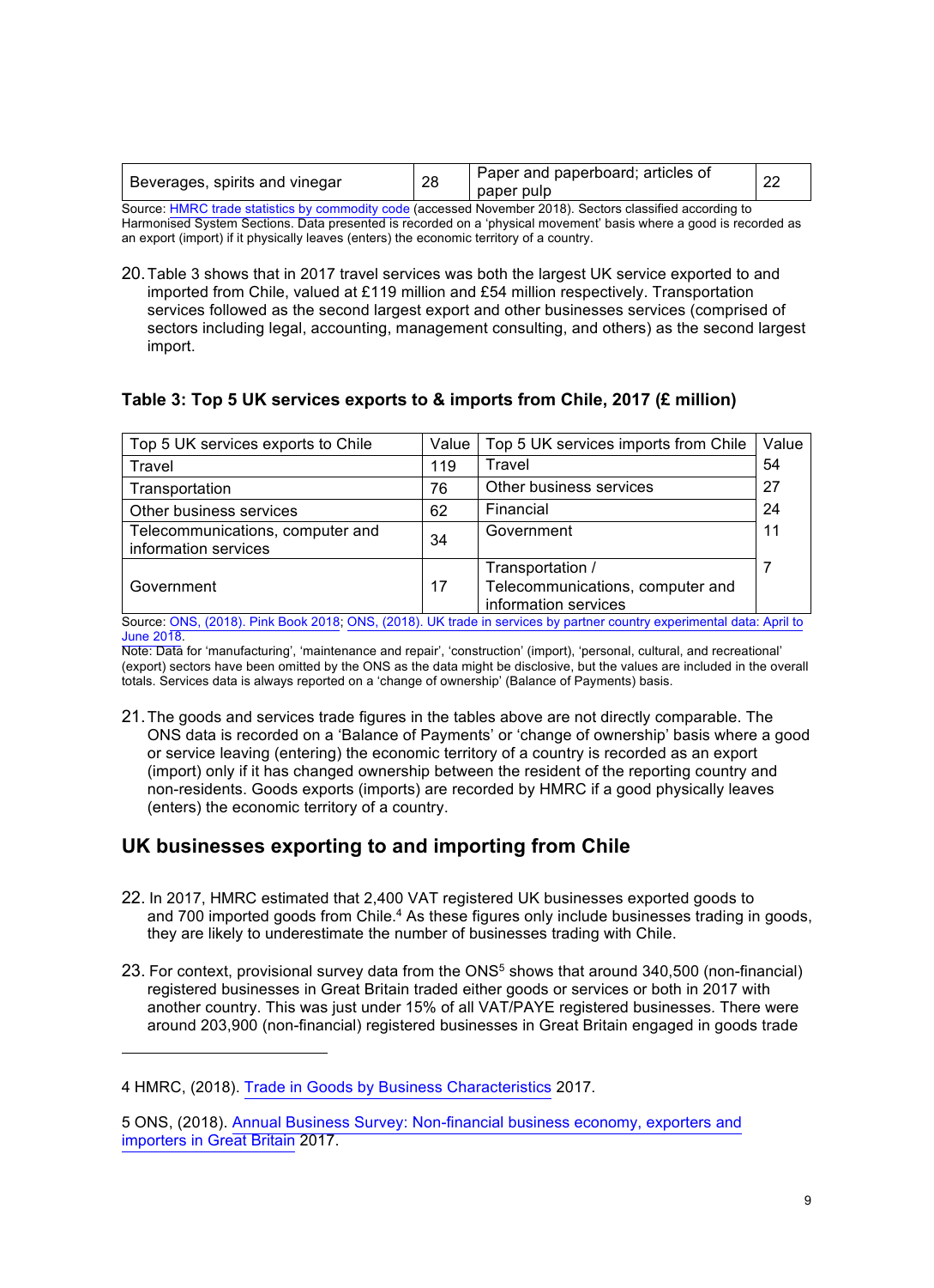| Beverages, spirits and vinegar | 28 | Paper and paperboard; articles of paper pulp | 22 |
|---|---|---|---|

Source: HMRC trade statistics by commodity code (accessed November 2018). Sectors classified according to Harmonised System Sections. Data presented is recorded on a 'physical movement' basis where a good is recorded as an export (import) if it physically leaves (enters) the economic territory of a country.

20. Table 3 shows that in 2017 travel services was both the largest UK service exported to and imported from Chile, valued at £119 million and £54 million respectively. Transportation services followed as the second largest export and other businesses services (comprised of sectors including legal, accounting, management consulting, and others) as the second largest import.

### Table 3: Top 5 UK services exports to & imports from Chile, 2017 (£ million)

| Top 5 UK services exports to Chile | Value | Top 5 UK services imports from Chile | Value |
|---|---|---|---|
| Travel | 119 | Travel | 54 |
| Transportation | 76 | Other business services | 27 |
| Other business services | 62 | Financial | 24 |
| Telecommunications, computer and information services | 34 | Government | 11 |
| Government | 17 | Transportation / Telecommunications, computer and information services | 7 |

Source: ONS, (2018). Pink Book 2018; ONS, (2018). UK trade in services by partner country experimental data: April to June 2018.
Note: Data for 'manufacturing', 'maintenance and repair', 'construction' (import), 'personal, cultural, and recreational' (export) sectors have been omitted by the ONS as the data might be disclosive, but the values are included in the overall totals. Services data is always reported on a 'change of ownership' (Balance of Payments) basis.

21. The goods and services trade figures in the tables above are not directly comparable. The ONS data is recorded on a 'Balance of Payments' or 'change of ownership' basis where a good or service leaving (entering) the economic territory of a country is recorded as an export (import) only if it has changed ownership between the resident of the reporting country and non-residents. Goods exports (imports) are recorded by HMRC if a good physically leaves (enters) the economic territory of a country.

## UK businesses exporting to and importing from Chile

22. In 2017, HMRC estimated that 2,400 VAT registered UK businesses exported goods to and 700 imported goods from Chile.[4] As these figures only include businesses trading in goods, they are likely to underestimate the number of businesses trading with Chile.

23. For context, provisional survey data from the ONS[5] shows that around 340,500 (non-financial) registered businesses in Great Britain traded either goods or services or both in 2017 with another country. This was just under 15% of all VAT/PAYE registered businesses. There were around 203,900 (non-financial) registered businesses in Great Britain engaged in goods trade

4 HMRC, (2018). Trade in Goods by Business Characteristics 2017.

5 ONS, (2018). Annual Business Survey: Non-financial business economy, exporters and importers in Great Britain 2017.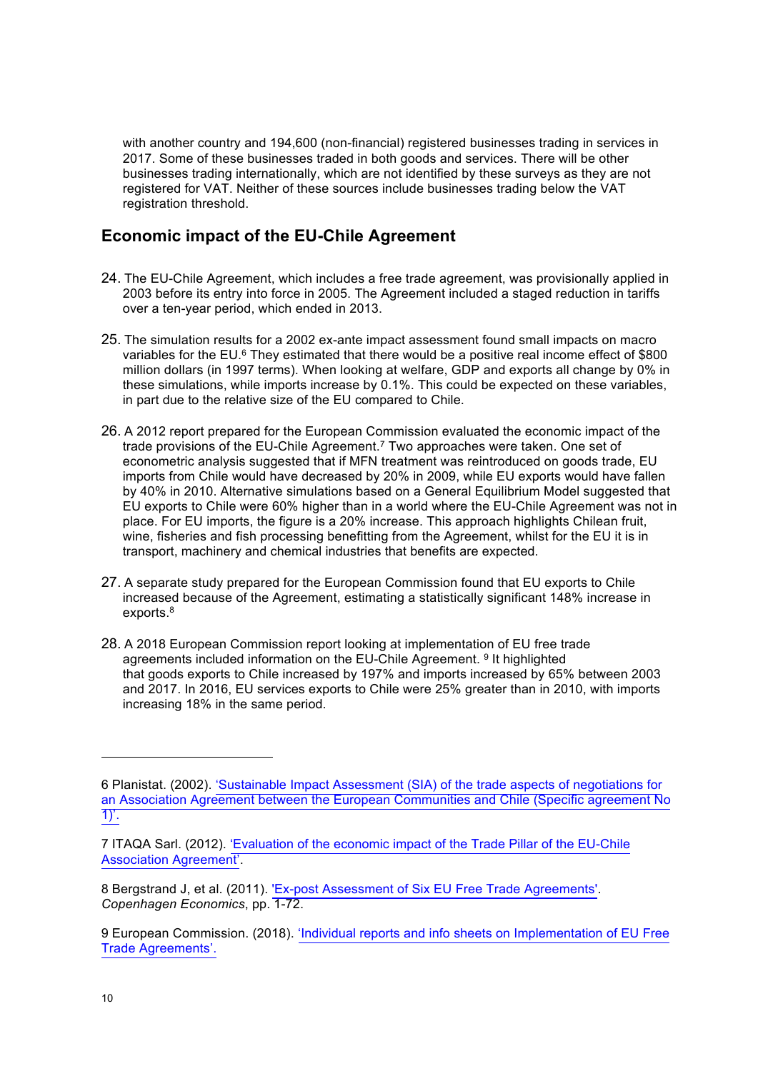with another country and 194,600 (non-financial) registered businesses trading in services in 2017. Some of these businesses traded in both goods and services. There will be other businesses trading internationally, which are not identified by these surveys as they are not registered for VAT. Neither of these sources include businesses trading below the VAT registration threshold.

## Economic impact of the EU-Chile Agreement

24. The EU-Chile Agreement, which includes a free trade agreement, was provisionally applied in 2003 before its entry into force in 2005. The Agreement included a staged reduction in tariffs over a ten-year period, which ended in 2013.

25. The simulation results for a 2002 ex-ante impact assessment found small impacts on macro variables for the EU.[6] They estimated that there would be a positive real income effect of $800 million dollars (in 1997 terms). When looking at welfare, GDP and exports all change by 0% in these simulations, while imports increase by 0.1%. This could be expected on these variables, in part due to the relative size of the EU compared to Chile.

26. A 2012 report prepared for the European Commission evaluated the economic impact of the trade provisions of the EU-Chile Agreement.[7] Two approaches were taken. One set of econometric analysis suggested that if MFN treatment was reintroduced on goods trade, EU imports from Chile would have decreased by 20% in 2009, while EU exports would have fallen by 40% in 2010. Alternative simulations based on a General Equilibrium Model suggested that EU exports to Chile were 60% higher than in a world where the EU-Chile Agreement was not in place. For EU imports, the figure is a 20% increase. This approach highlights Chilean fruit, wine, fisheries and fish processing benefitting from the Agreement, whilst for the EU it is in transport, machinery and chemical industries that benefits are expected.

27. A separate study prepared for the European Commission found that EU exports to Chile increased because of the Agreement, estimating a statistically significant 148% increase in exports.[8]

28. A 2018 European Commission report looking at implementation of EU free trade agreements included information on the EU-Chile Agreement.[9] It highlighted that goods exports to Chile increased by 197% and imports increased by 65% between 2003 and 2017. In 2016, EU services exports to Chile were 25% greater than in 2010, with imports increasing 18% in the same period.

---

6 Planistat. (2002). 'Sustainable Impact Assessment (SIA) of the trade aspects of negotiations for an Association Agreement between the European Communities and Chile (Specific agreement No 1)'.

7 ITAQA Sarl. (2012). 'Evaluation of the economic impact of the Trade Pillar of the EU-Chile Association Agreement'.

8 Bergstrand J, et al. (2011). 'Ex-post Assessment of Six EU Free Trade Agreements'. *Copenhagen Economics*, pp. 1-72.

9 European Commission. (2018). 'Individual reports and info sheets on Implementation of EU Free Trade Agreements'.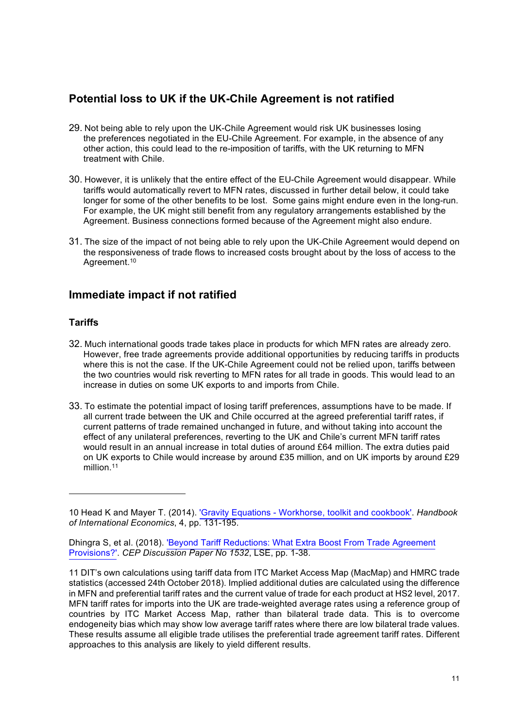## Potential loss to UK if the UK-Chile Agreement is not ratified

29. Not being able to rely upon the UK-Chile Agreement would risk UK businesses losing the preferences negotiated in the EU-Chile Agreement. For example, in the absence of any other action, this could lead to the re-imposition of tariffs, with the UK returning to MFN treatment with Chile.

30. However, it is unlikely that the entire effect of the EU-Chile Agreement would disappear. While tariffs would automatically revert to MFN rates, discussed in further detail below, it could take longer for some of the other benefits to be lost. Some gains might endure even in the long-run. For example, the UK might still benefit from any regulatory arrangements established by the Agreement. Business connections formed because of the Agreement might also endure.

31. The size of the impact of not being able to rely upon the UK-Chile Agreement would depend on the responsiveness of trade flows to increased costs brought about by the loss of access to the Agreement.[10]

## Immediate impact if not ratified

### Tariffs

32. Much international goods trade takes place in products for which MFN rates are already zero. However, free trade agreements provide additional opportunities by reducing tariffs in products where this is not the case. If the UK-Chile Agreement could not be relied upon, tariffs between the two countries would risk reverting to MFN rates for all trade in goods. This would lead to an increase in duties on some UK exports to and imports from Chile.

33. To estimate the potential impact of losing tariff preferences, assumptions have to be made. If all current trade between the UK and Chile occurred at the agreed preferential tariff rates, if current patterns of trade remained unchanged in future, and without taking into account the effect of any unilateral preferences, reverting to the UK and Chile's current MFN tariff rates would result in an annual increase in total duties of around £64 million. The extra duties paid on UK exports to Chile would increase by around £35 million, and on UK imports by around £29 million.[11]

---

10 Head K and Mayer T. (2014). 'Gravity Equations - Workhorse, toolkit and cookbook'. *Handbook of International Economics*, 4, pp. 131-195.

Dhingra S, et al. (2018). 'Beyond Tariff Reductions: What Extra Boost From Trade Agreement Provisions?'. *CEP Discussion Paper No 1532*, LSE, pp. 1-38.

11 DIT's own calculations using tariff data from ITC Market Access Map (MacMap) and HMRC trade statistics (accessed 24th October 2018). Implied additional duties are calculated using the difference in MFN and preferential tariff rates and the current value of trade for each product at HS2 level, 2017. MFN tariff rates for imports into the UK are trade-weighted average rates using a reference group of countries by ITC Market Access Map, rather than bilateral trade data. This is to overcome endogeneity bias which may show low average tariff rates where there are low bilateral trade values. These results assume all eligible trade utilises the preferential trade agreement tariff rates. Different approaches to this analysis are likely to yield different results.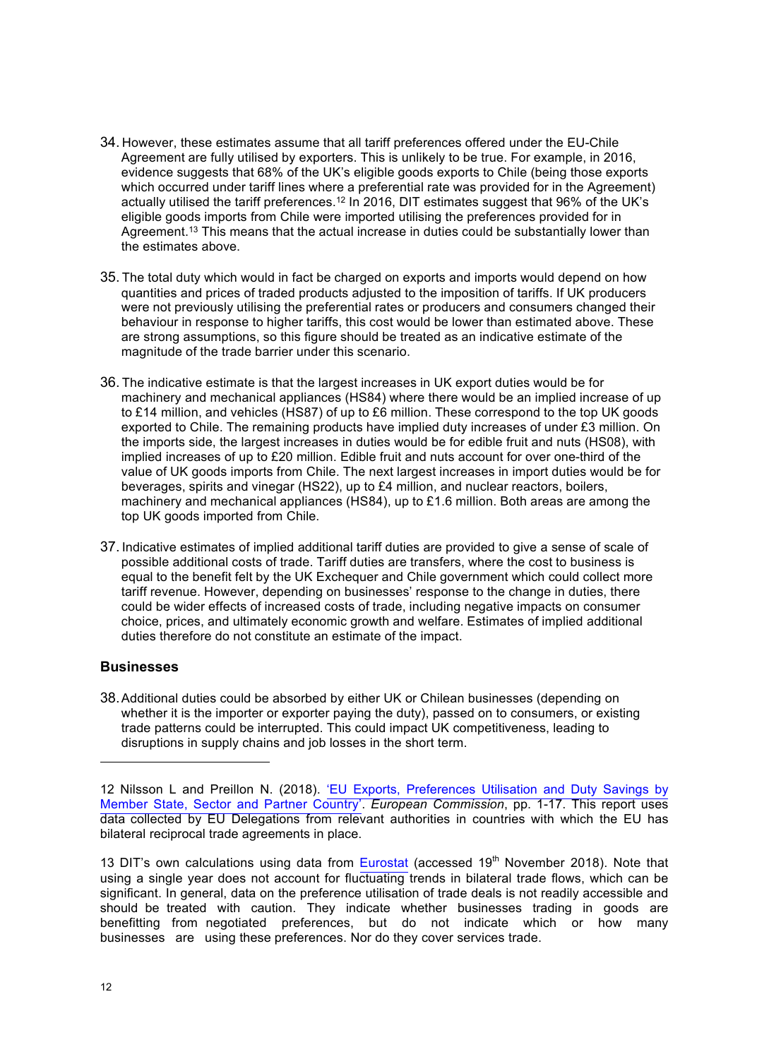34. However, these estimates assume that all tariff preferences offered under the EU-Chile Agreement are fully utilised by exporters. This is unlikely to be true. For example, in 2016, evidence suggests that 68% of the UK's eligible goods exports to Chile (being those exports which occurred under tariff lines where a preferential rate was provided for in the Agreement) actually utilised the tariff preferences.[12] In 2016, DIT estimates suggest that 96% of the UK's eligible goods imports from Chile were imported utilising the preferences provided for in Agreement.[13] This means that the actual increase in duties could be substantially lower than the estimates above.

35. The total duty which would in fact be charged on exports and imports would depend on how quantities and prices of traded products adjusted to the imposition of tariffs. If UK producers were not previously utilising the preferential rates or producers and consumers changed their behaviour in response to higher tariffs, this cost would be lower than estimated above. These are strong assumptions, so this figure should be treated as an indicative estimate of the magnitude of the trade barrier under this scenario.

36. The indicative estimate is that the largest increases in UK export duties would be for machinery and mechanical appliances (HS84) where there would be an implied increase of up to £14 million, and vehicles (HS87) of up to £6 million. These correspond to the top UK goods exported to Chile. The remaining products have implied duty increases of under £3 million. On the imports side, the largest increases in duties would be for edible fruit and nuts (HS08), with implied increases of up to £20 million. Edible fruit and nuts account for over one-third of the value of UK goods imports from Chile. The next largest increases in import duties would be for beverages, spirits and vinegar (HS22), up to £4 million, and nuclear reactors, boilers, machinery and mechanical appliances (HS84), up to £1.6 million. Both areas are among the top UK goods imported from Chile.

37. Indicative estimates of implied additional tariff duties are provided to give a sense of scale of possible additional costs of trade. Tariff duties are transfers, where the cost to business is equal to the benefit felt by the UK Exchequer and Chile government which could collect more tariff revenue. However, depending on businesses' response to the change in duties, there could be wider effects of increased costs of trade, including negative impacts on consumer choice, prices, and ultimately economic growth and welfare. Estimates of implied additional duties therefore do not constitute an estimate of the impact.

### Businesses

38. Additional duties could be absorbed by either UK or Chilean businesses (depending on whether it is the importer or exporter paying the duty), passed on to consumers, or existing trade patterns could be interrupted. This could impact UK competitiveness, leading to disruptions in supply chains and job losses in the short term.

---

12 Nilsson L and Preillon N. (2018). 'EU Exports, Preferences Utilisation and Duty Savings by Member State, Sector and Partner Country'. *European Commission*, pp. 1-17. This report uses data collected by EU Delegations from relevant authorities in countries with which the EU has bilateral reciprocal trade agreements in place.

13 DIT's own calculations using data from Eurostat (accessed 19th November 2018). Note that using a single year does not account for fluctuating trends in bilateral trade flows, which can be significant. In general, data on the preference utilisation of trade deals is not readily accessible and should be treated with caution. They indicate whether businesses trading in goods are benefitting from negotiated preferences, but do not indicate which or how many businesses are using these preferences. Nor do they cover services trade.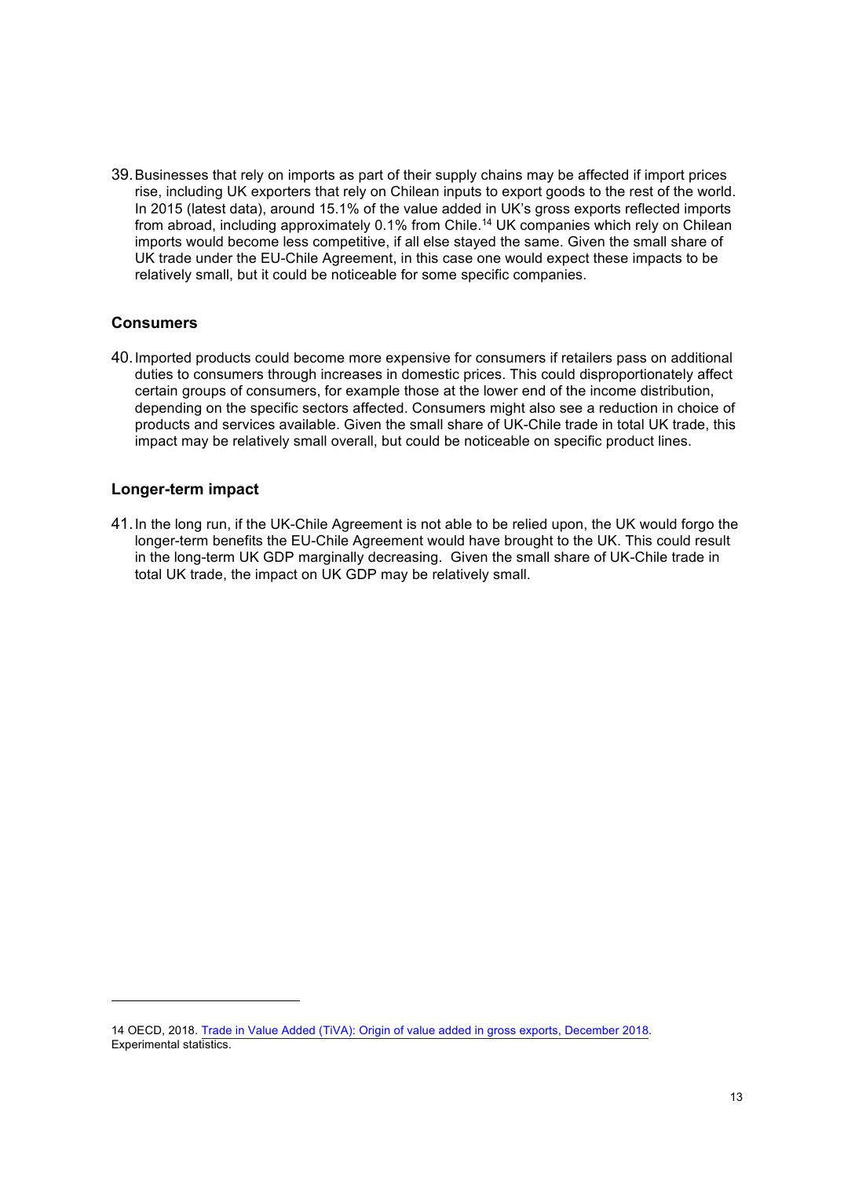39. Businesses that rely on imports as part of their supply chains may be affected if import prices rise, including UK exporters that rely on Chilean inputs to export goods to the rest of the world. In 2015 (latest data), around 15.1% of the value added in UK's gross exports reflected imports from abroad, including approximately 0.1% from Chile.[14] UK companies which rely on Chilean imports would become less competitive, if all else stayed the same. Given the small share of UK trade under the EU-Chile Agreement, in this case one would expect these impacts to be relatively small, but it could be noticeable for some specific companies.

### Consumers

40. Imported products could become more expensive for consumers if retailers pass on additional duties to consumers through increases in domestic prices. This could disproportionately affect certain groups of consumers, for example those at the lower end of the income distribution, depending on the specific sectors affected. Consumers might also see a reduction in choice of products and services available. Given the small share of UK-Chile trade in total UK trade, this impact may be relatively small overall, but could be noticeable on specific product lines.

### Longer-term impact

41. In the long run, if the UK-Chile Agreement is not able to be relied upon, the UK would forgo the longer-term benefits the EU-Chile Agreement would have brought to the UK. This could result in the long-term UK GDP marginally decreasing. Given the small share of UK-Chile trade in total UK trade, the impact on UK GDP may be relatively small.

---

14 OECD, 2018. Trade in Value Added (TiVA): Origin of value added in gross exports, December 2018. Experimental statistics.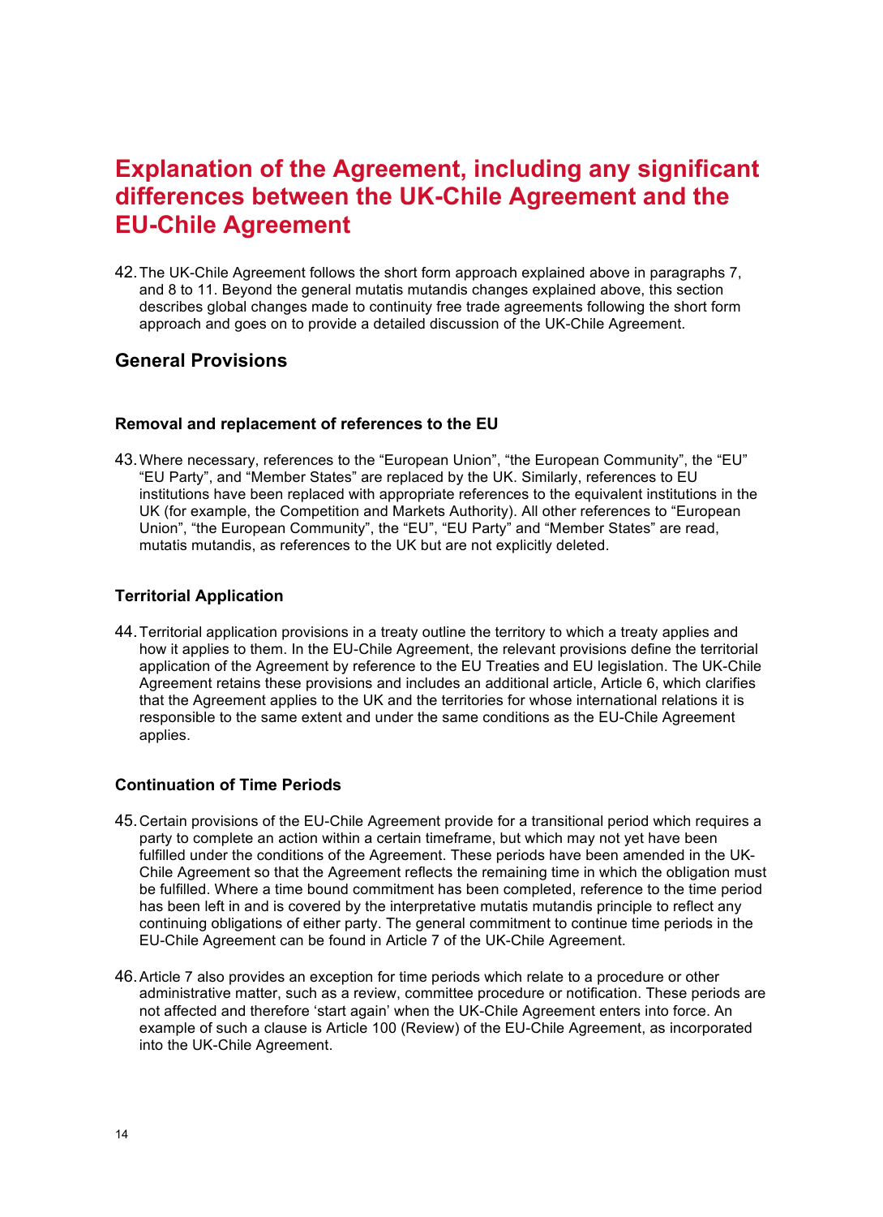# Explanation of the Agreement, including any significant differences between the UK-Chile Agreement and the EU-Chile Agreement

42. The UK-Chile Agreement follows the short form approach explained above in paragraphs 7, and 8 to 11. Beyond the general mutatis mutandis changes explained above, this section describes global changes made to continuity free trade agreements following the short form approach and goes on to provide a detailed discussion of the UK-Chile Agreement.

## General Provisions

### Removal and replacement of references to the EU

43. Where necessary, references to the "European Union", "the European Community", the "EU" "EU Party", and "Member States" are replaced by the UK. Similarly, references to EU institutions have been replaced with appropriate references to the equivalent institutions in the UK (for example, the Competition and Markets Authority). All other references to "European Union", "the European Community", the "EU", "EU Party" and "Member States" are read, mutatis mutandis, as references to the UK but are not explicitly deleted.

### Territorial Application

44. Territorial application provisions in a treaty outline the territory to which a treaty applies and how it applies to them. In the EU-Chile Agreement, the relevant provisions define the territorial application of the Agreement by reference to the EU Treaties and EU legislation. The UK-Chile Agreement retains these provisions and includes an additional article, Article 6, which clarifies that the Agreement applies to the UK and the territories for whose international relations it is responsible to the same extent and under the same conditions as the EU-Chile Agreement applies.

### Continuation of Time Periods

45. Certain provisions of the EU-Chile Agreement provide for a transitional period which requires a party to complete an action within a certain timeframe, but which may not yet have been fulfilled under the conditions of the Agreement. These periods have been amended in the UK-Chile Agreement so that the Agreement reflects the remaining time in which the obligation must be fulfilled. Where a time bound commitment has been completed, reference to the time period has been left in and is covered by the interpretative mutatis mutandis principle to reflect any continuing obligations of either party. The general commitment to continue time periods in the EU-Chile Agreement can be found in Article 7 of the UK-Chile Agreement.

46. Article 7 also provides an exception for time periods which relate to a procedure or other administrative matter, such as a review, committee procedure or notification. These periods are not affected and therefore 'start again' when the UK-Chile Agreement enters into force. An example of such a clause is Article 100 (Review) of the EU-Chile Agreement, as incorporated into the UK-Chile Agreement.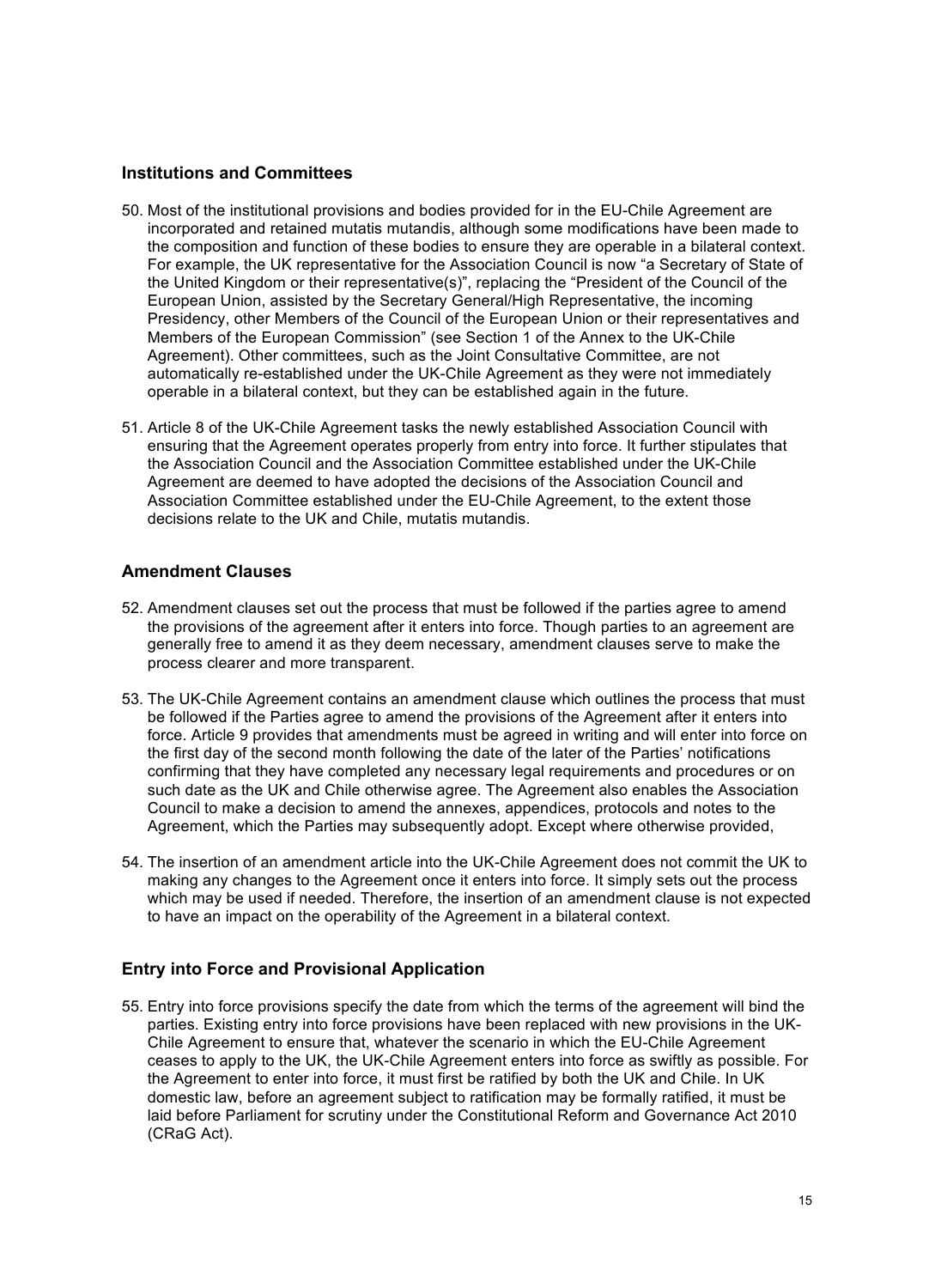## Institutions and Committees

50. Most of the institutional provisions and bodies provided for in the EU-Chile Agreement are incorporated and retained mutatis mutandis, although some modifications have been made to the composition and function of these bodies to ensure they are operable in a bilateral context. For example, the UK representative for the Association Council is now "a Secretary of State of the United Kingdom or their representative(s)", replacing the "President of the Council of the European Union, assisted by the Secretary General/High Representative, the incoming Presidency, other Members of the Council of the European Union or their representatives and Members of the European Commission" (see Section 1 of the Annex to the UK-Chile Agreement). Other committees, such as the Joint Consultative Committee, are not automatically re-established under the UK-Chile Agreement as they were not immediately operable in a bilateral context, but they can be established again in the future.

51. Article 8 of the UK-Chile Agreement tasks the newly established Association Council with ensuring that the Agreement operates properly from entry into force. It further stipulates that the Association Council and the Association Committee established under the UK-Chile Agreement are deemed to have adopted the decisions of the Association Council and Association Committee established under the EU-Chile Agreement, to the extent those decisions relate to the UK and Chile, mutatis mutandis.

## Amendment Clauses

52. Amendment clauses set out the process that must be followed if the parties agree to amend the provisions of the agreement after it enters into force. Though parties to an agreement are generally free to amend it as they deem necessary, amendment clauses serve to make the process clearer and more transparent.

53. The UK-Chile Agreement contains an amendment clause which outlines the process that must be followed if the Parties agree to amend the provisions of the Agreement after it enters into force. Article 9 provides that amendments must be agreed in writing and will enter into force on the first day of the second month following the date of the later of the Parties' notifications confirming that they have completed any necessary legal requirements and procedures or on such date as the UK and Chile otherwise agree. The Agreement also enables the Association Council to make a decision to amend the annexes, appendices, protocols and notes to the Agreement, which the Parties may subsequently adopt. Except where otherwise provided,

54. The insertion of an amendment article into the UK-Chile Agreement does not commit the UK to making any changes to the Agreement once it enters into force. It simply sets out the process which may be used if needed. Therefore, the insertion of an amendment clause is not expected to have an impact on the operability of the Agreement in a bilateral context.

## Entry into Force and Provisional Application

55. Entry into force provisions specify the date from which the terms of the agreement will bind the parties. Existing entry into force provisions have been replaced with new provisions in the UK-Chile Agreement to ensure that, whatever the scenario in which the EU-Chile Agreement ceases to apply to the UK, the UK-Chile Agreement enters into force as swiftly as possible. For the Agreement to enter into force, it must first be ratified by both the UK and Chile. In UK domestic law, before an agreement subject to ratification may be formally ratified, it must be laid before Parliament for scrutiny under the Constitutional Reform and Governance Act 2010 (CRaG Act).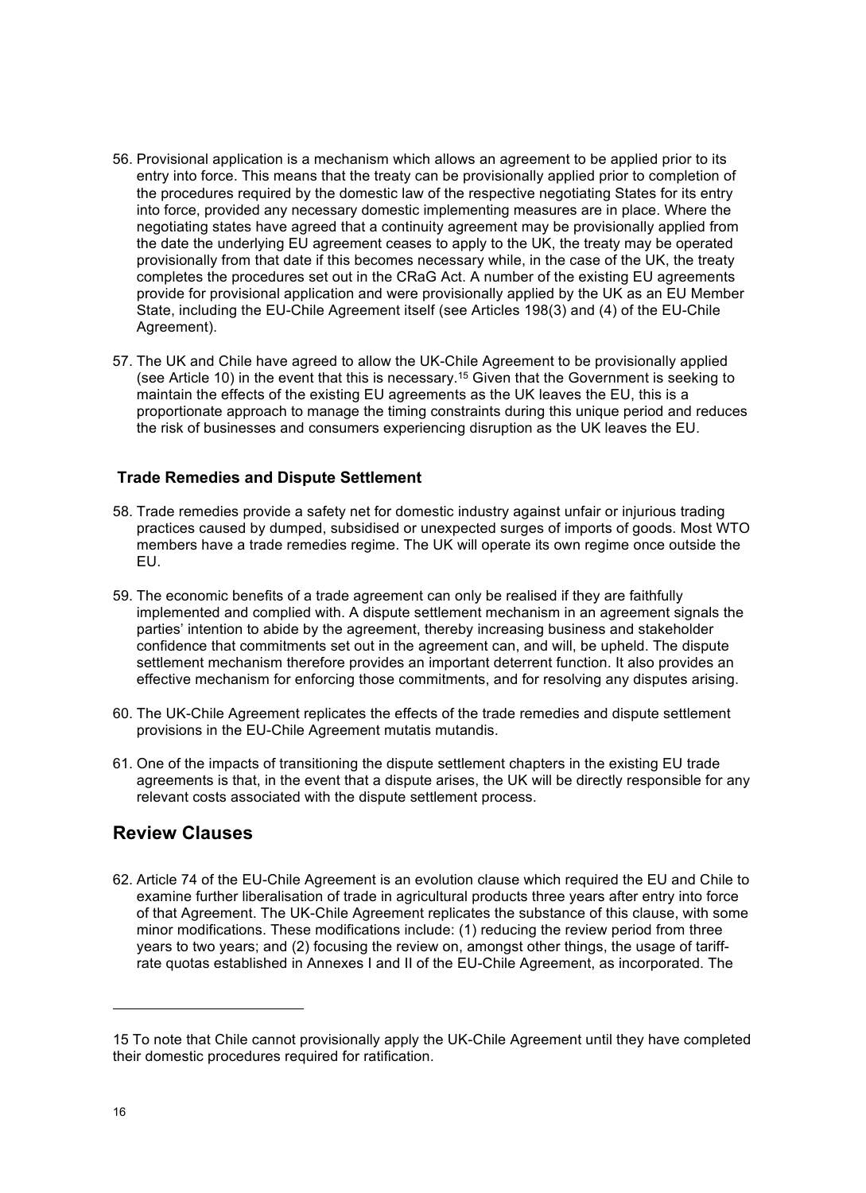56. Provisional application is a mechanism which allows an agreement to be applied prior to its entry into force. This means that the treaty can be provisionally applied prior to completion of the procedures required by the domestic law of the respective negotiating States for its entry into force, provided any necessary domestic implementing measures are in place. Where the negotiating states have agreed that a continuity agreement may be provisionally applied from the date the underlying EU agreement ceases to apply to the UK, the treaty may be operated provisionally from that date if this becomes necessary while, in the case of the UK, the treaty completes the procedures set out in the CRaG Act. A number of the existing EU agreements provide for provisional application and were provisionally applied by the UK as an EU Member State, including the EU-Chile Agreement itself (see Articles 198(3) and (4) of the EU-Chile Agreement).

57. The UK and Chile have agreed to allow the UK-Chile Agreement to be provisionally applied (see Article 10) in the event that this is necessary.[15] Given that the Government is seeking to maintain the effects of the existing EU agreements as the UK leaves the EU, this is a proportionate approach to manage the timing constraints during this unique period and reduces the risk of businesses and consumers experiencing disruption as the UK leaves the EU.

### Trade Remedies and Dispute Settlement

58. Trade remedies provide a safety net for domestic industry against unfair or injurious trading practices caused by dumped, subsidised or unexpected surges of imports of goods. Most WTO members have a trade remedies regime. The UK will operate its own regime once outside the EU.

59. The economic benefits of a trade agreement can only be realised if they are faithfully implemented and complied with. A dispute settlement mechanism in an agreement signals the parties' intention to abide by the agreement, thereby increasing business and stakeholder confidence that commitments set out in the agreement can, and will, be upheld. The dispute settlement mechanism therefore provides an important deterrent function. It also provides an effective mechanism for enforcing those commitments, and for resolving any disputes arising.

60. The UK-Chile Agreement replicates the effects of the trade remedies and dispute settlement provisions in the EU-Chile Agreement mutatis mutandis.

61. One of the impacts of transitioning the dispute settlement chapters in the existing EU trade agreements is that, in the event that a dispute arises, the UK will be directly responsible for any relevant costs associated with the dispute settlement process.

## Review Clauses

62. Article 74 of the EU-Chile Agreement is an evolution clause which required the EU and Chile to examine further liberalisation of trade in agricultural products three years after entry into force of that Agreement. The UK-Chile Agreement replicates the substance of this clause, with some minor modifications. These modifications include: (1) reducing the review period from three years to two years; and (2) focusing the review on, amongst other things, the usage of tariff-rate quotas established in Annexes I and II of the EU-Chile Agreement, as incorporated. The

---

[15] To note that Chile cannot provisionally apply the UK-Chile Agreement until they have completed their domestic procedures required for ratification.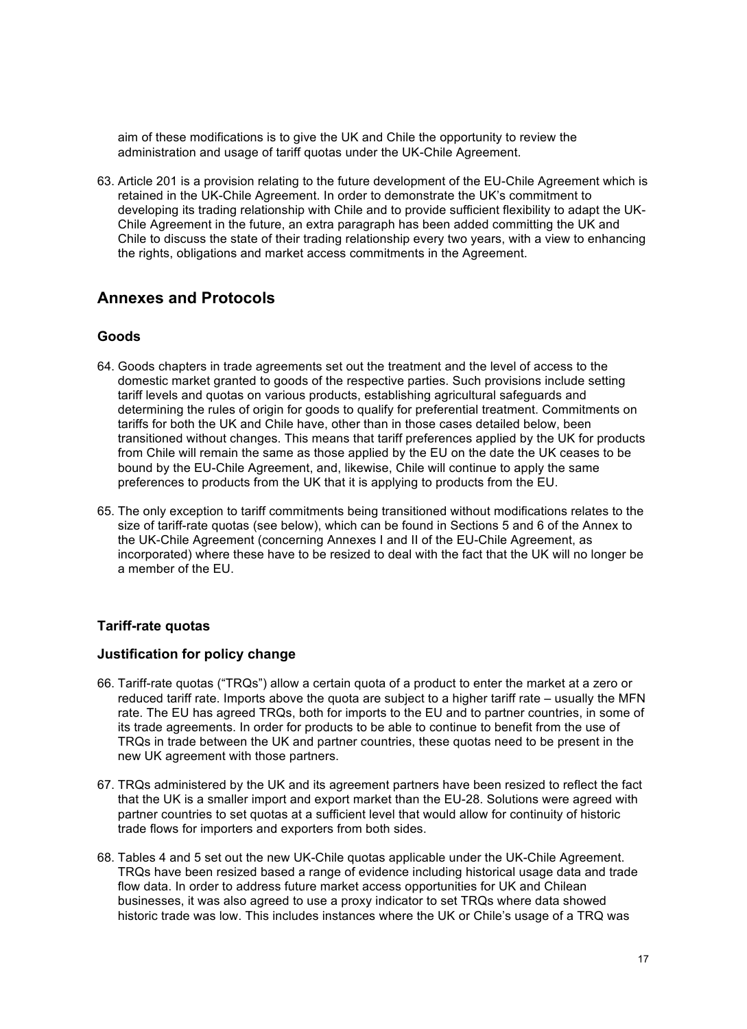aim of these modifications is to give the UK and Chile the opportunity to review the administration and usage of tariff quotas under the UK-Chile Agreement.

63. Article 201 is a provision relating to the future development of the EU-Chile Agreement which is retained in the UK-Chile Agreement. In order to demonstrate the UK's commitment to developing its trading relationship with Chile and to provide sufficient flexibility to adapt the UK-Chile Agreement in the future, an extra paragraph has been added committing the UK and Chile to discuss the state of their trading relationship every two years, with a view to enhancing the rights, obligations and market access commitments in the Agreement.

## Annexes and Protocols

### Goods

64. Goods chapters in trade agreements set out the treatment and the level of access to the domestic market granted to goods of the respective parties. Such provisions include setting tariff levels and quotas on various products, establishing agricultural safeguards and determining the rules of origin for goods to qualify for preferential treatment. Commitments on tariffs for both the UK and Chile have, other than in those cases detailed below, been transitioned without changes. This means that tariff preferences applied by the UK for products from Chile will remain the same as those applied by the EU on the date the UK ceases to be bound by the EU-Chile Agreement, and, likewise, Chile will continue to apply the same preferences to products from the UK that it is applying to products from the EU.

65. The only exception to tariff commitments being transitioned without modifications relates to the size of tariff-rate quotas (see below), which can be found in Sections 5 and 6 of the Annex to the UK-Chile Agreement (concerning Annexes I and II of the EU-Chile Agreement, as incorporated) where these have to be resized to deal with the fact that the UK will no longer be a member of the EU.

### Tariff-rate quotas

### Justification for policy change

66. Tariff-rate quotas ("TRQs") allow a certain quota of a product to enter the market at a zero or reduced tariff rate. Imports above the quota are subject to a higher tariff rate – usually the MFN rate. The EU has agreed TRQs, both for imports to the EU and to partner countries, in some of its trade agreements. In order for products to be able to continue to benefit from the use of TRQs in trade between the UK and partner countries, these quotas need to be present in the new UK agreement with those partners.

67. TRQs administered by the UK and its agreement partners have been resized to reflect the fact that the UK is a smaller import and export market than the EU-28. Solutions were agreed with partner countries to set quotas at a sufficient level that would allow for continuity of historic trade flows for importers and exporters from both sides.

68. Tables 4 and 5 set out the new UK-Chile quotas applicable under the UK-Chile Agreement. TRQs have been resized based a range of evidence including historical usage data and trade flow data. In order to address future market access opportunities for UK and Chilean businesses, it was also agreed to use a proxy indicator to set TRQs where data showed historic trade was low. This includes instances where the UK or Chile's usage of a TRQ was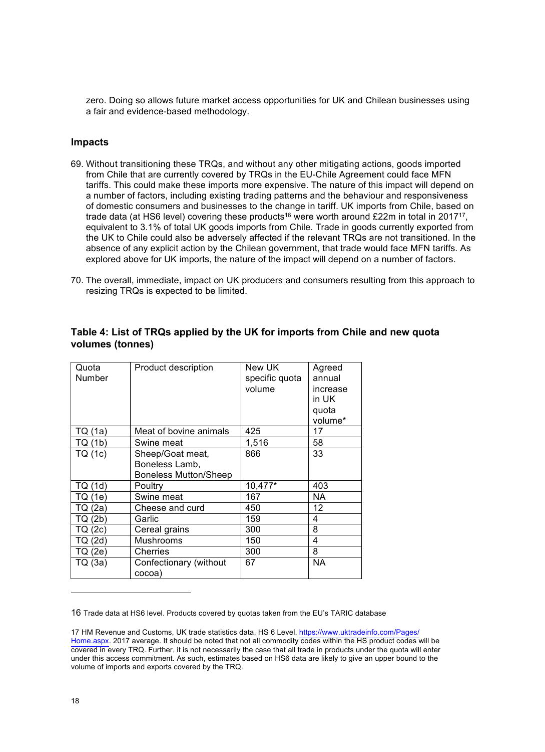zero. Doing so allows future market access opportunities for UK and Chilean businesses using a fair and evidence-based methodology.

### Impacts

69. Without transitioning these TRQs, and without any other mitigating actions, goods imported from Chile that are currently covered by TRQs in the EU-Chile Agreement could face MFN tariffs. This could make these imports more expensive. The nature of this impact will depend on a number of factors, including existing trading patterns and the behaviour and responsiveness of domestic consumers and businesses to the change in tariff. UK imports from Chile, based on trade data (at HS6 level) covering these products[16] were worth around £22m in total in 2017[17], equivalent to 3.1% of total UK goods imports from Chile. Trade in goods currently exported from the UK to Chile could also be adversely affected if the relevant TRQs are not transitioned. In the absence of any explicit action by the Chilean government, that trade would face MFN tariffs. As explored above for UK imports, the nature of the impact will depend on a number of factors.

70. The overall, immediate, impact on UK producers and consumers resulting from this approach to resizing TRQs is expected to be limited.

### Table 4: List of TRQs applied by the UK for imports from Chile and new quota volumes (tonnes)

| Quota Number | Product description | New UK specific quota volume | Agreed annual increase in UK quota volume* |
|---|---|---|---|
| TQ (1a) | Meat of bovine animals | 425 | 17 |
| TQ (1b) | Swine meat | 1,516 | 58 |
| TQ (1c) | Sheep/Goat meat, Boneless Lamb, Boneless Mutton/Sheep | 866 | 33 |
| TQ (1d) | Poultry | 10,477* | 403 |
| TQ (1e) | Swine meat | 167 | NA |
| TQ (2a) | Cheese and curd | 450 | 12 |
| TQ (2b) | Garlic | 159 | 4 |
| TQ (2c) | Cereal grains | 300 | 8 |
| TQ (2d) | Mushrooms | 150 | 4 |
| TQ (2e) | Cherries | 300 | 8 |
| TQ (3a) | Confectionary (without cocoa) | 67 | NA |

---

16 Trade data at HS6 level. Products covered by quotas taken from the EU's TARIC database

17 HM Revenue and Customs, UK trade statistics data, HS 6 Level. https://www.uktradeinfo.com/Pages/Home.aspx. 2017 average. It should be noted that not all commodity codes within the HS product codes will be covered in every TRQ. Further, it is not necessarily the case that all trade in products under the quota will enter under this access commitment. As such, estimates based on HS6 data are likely to give an upper bound to the volume of imports and exports covered by the TRQ.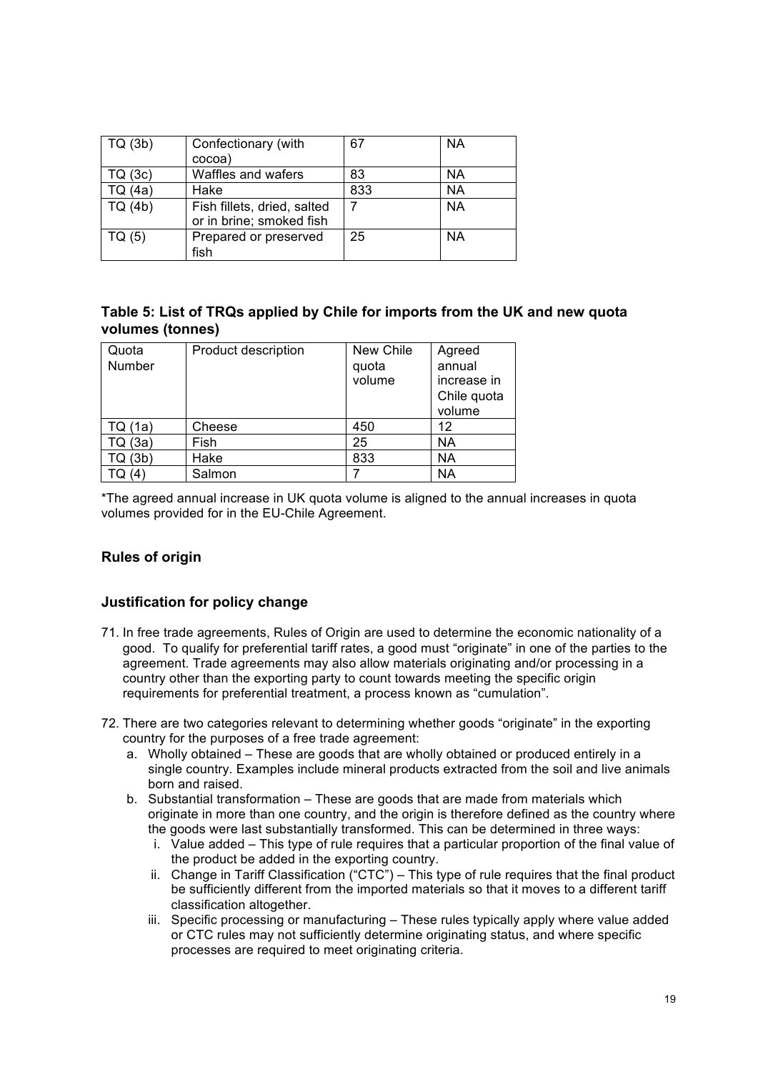| TQ (3b) | Confectionary (with cocoa) | 67 | NA |
|---|---|---|---|
| TQ (3c) | Waffles and wafers | 83 | NA |
| TQ (4a) | Hake | 833 | NA |
| TQ (4b) | Fish fillets, dried, salted or in brine; smoked fish | 7 | NA |
| TQ (5) | Prepared or preserved fish | 25 | NA |

### Table 5: List of TRQs applied by Chile for imports from the UK and new quota volumes (tonnes)

| Quota Number | Product description | New Chile quota volume | Agreed annual increase in Chile quota volume |
|---|---|---|---|
| TQ (1a) | Cheese | 450 | 12 |
| TQ (3a) | Fish | 25 | NA |
| TQ (3b) | Hake | 833 | NA |
| TQ (4) | Salmon | 7 | NA |

*The agreed annual increase in UK quota volume is aligned to the annual increases in quota volumes provided for in the EU-Chile Agreement.

## Rules of origin

### Justification for policy change

71. In free trade agreements, Rules of Origin are used to determine the economic nationality of a good. To qualify for preferential tariff rates, a good must "originate" in one of the parties to the agreement. Trade agreements may also allow materials originating and/or processing in a country other than the exporting party to count towards meeting the specific origin requirements for preferential treatment, a process known as "cumulation".

72. There are two categories relevant to determining whether goods "originate" in the exporting country for the purposes of a free trade agreement:
    a. Wholly obtained – These are goods that are wholly obtained or produced entirely in a single country. Examples include mineral products extracted from the soil and live animals born and raised.
    b. Substantial transformation – These are goods that are made from materials which originate in more than one country, and the origin is therefore defined as the country where the goods were last substantially transformed. This can be determined in three ways:
        i. Value added – This type of rule requires that a particular proportion of the final value of the product be added in the exporting country.
        ii. Change in Tariff Classification ("CTC") – This type of rule requires that the final product be sufficiently different from the imported materials so that it moves to a different tariff classification altogether.
        iii. Specific processing or manufacturing – These rules typically apply where value added or CTC rules may not sufficiently determine originating status, and where specific processes are required to meet originating criteria.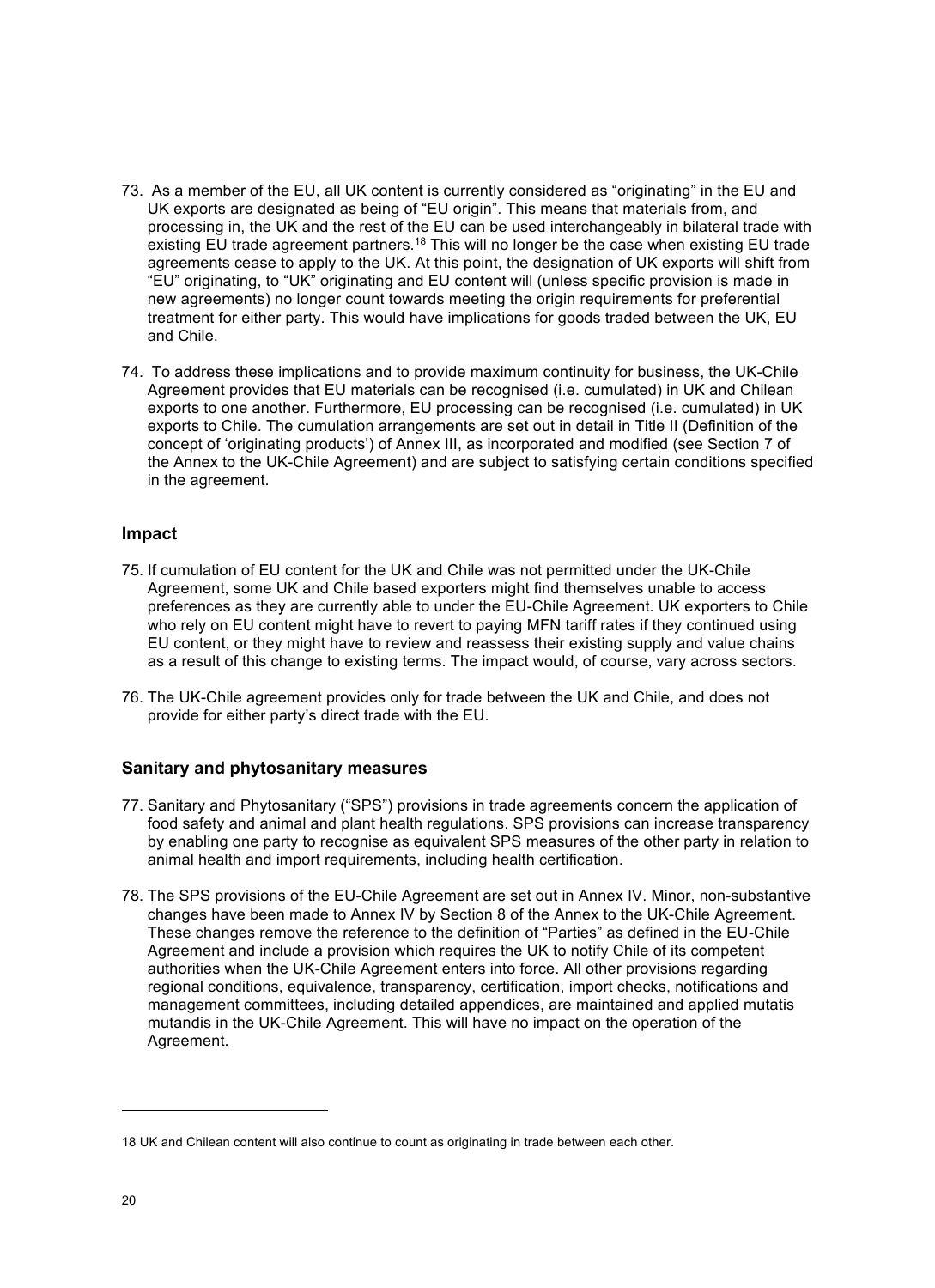73. As a member of the EU, all UK content is currently considered as "originating" in the EU and UK exports are designated as being of "EU origin". This means that materials from, and processing in, the UK and the rest of the EU can be used interchangeably in bilateral trade with existing EU trade agreement partners.[18] This will no longer be the case when existing EU trade agreements cease to apply to the UK. At this point, the designation of UK exports will shift from "EU" originating, to "UK" originating and EU content will (unless specific provision is made in new agreements) no longer count towards meeting the origin requirements for preferential treatment for either party. This would have implications for goods traded between the UK, EU and Chile.

74. To address these implications and to provide maximum continuity for business, the UK-Chile Agreement provides that EU materials can be recognised (i.e. cumulated) in UK and Chilean exports to one another. Furthermore, EU processing can be recognised (i.e. cumulated) in UK exports to Chile. The cumulation arrangements are set out in detail in Title II (Definition of the concept of 'originating products') of Annex III, as incorporated and modified (see Section 7 of the Annex to the UK-Chile Agreement) and are subject to satisfying certain conditions specified in the agreement.

### Impact

75. If cumulation of EU content for the UK and Chile was not permitted under the UK-Chile Agreement, some UK and Chile based exporters might find themselves unable to access preferences as they are currently able to under the EU-Chile Agreement. UK exporters to Chile who rely on EU content might have to revert to paying MFN tariff rates if they continued using EU content, or they might have to review and reassess their existing supply and value chains as a result of this change to existing terms. The impact would, of course, vary across sectors.

76. The UK-Chile agreement provides only for trade between the UK and Chile, and does not provide for either party's direct trade with the EU.

### Sanitary and phytosanitary measures

77. Sanitary and Phytosanitary ("SPS") provisions in trade agreements concern the application of food safety and animal and plant health regulations. SPS provisions can increase transparency by enabling one party to recognise as equivalent SPS measures of the other party in relation to animal health and import requirements, including health certification.

78. The SPS provisions of the EU-Chile Agreement are set out in Annex IV. Minor, non-substantive changes have been made to Annex IV by Section 8 of the Annex to the UK-Chile Agreement. These changes remove the reference to the definition of "Parties" as defined in the EU-Chile Agreement and include a provision which requires the UK to notify Chile of its competent authorities when the UK-Chile Agreement enters into force. All other provisions regarding regional conditions, equivalence, transparency, certification, import checks, notifications and management committees, including detailed appendices, are maintained and applied mutatis mutandis in the UK-Chile Agreement. This will have no impact on the operation of the Agreement.

---

18 UK and Chilean content will also continue to count as originating in trade between each other.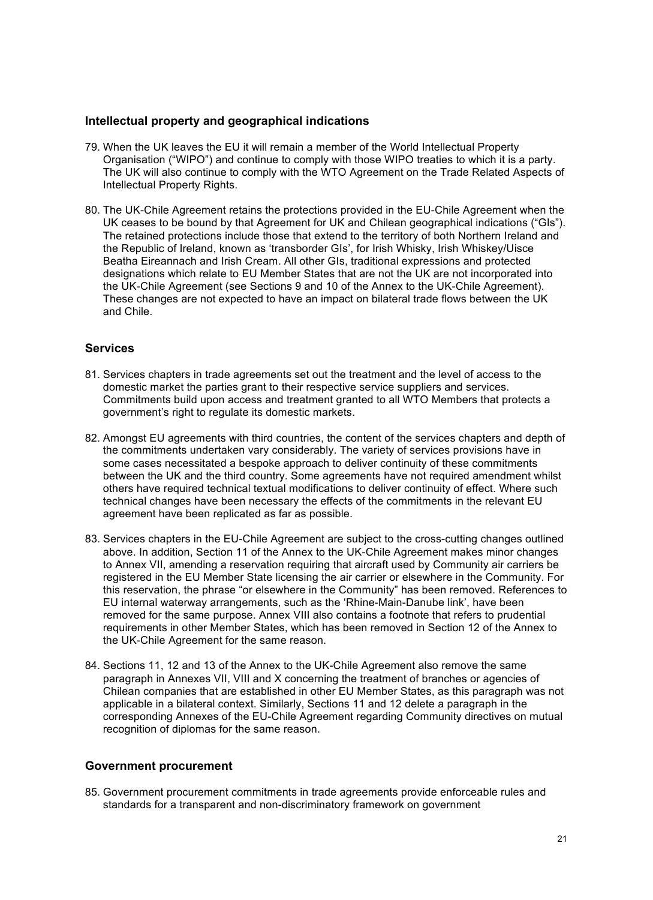### Intellectual property and geographical indications

79. When the UK leaves the EU it will remain a member of the World Intellectual Property Organisation ("WIPO") and continue to comply with those WIPO treaties to which it is a party. The UK will also continue to comply with the WTO Agreement on the Trade Related Aspects of Intellectual Property Rights.

80. The UK-Chile Agreement retains the protections provided in the EU-Chile Agreement when the UK ceases to be bound by that Agreement for UK and Chilean geographical indications ("GIs"). The retained protections include those that extend to the territory of both Northern Ireland and the Republic of Ireland, known as 'transborder GIs', for Irish Whisky, Irish Whiskey/Uisce Beatha Eireannach and Irish Cream. All other GIs, traditional expressions and protected designations which relate to EU Member States that are not the UK are not incorporated into the UK-Chile Agreement (see Sections 9 and 10 of the Annex to the UK-Chile Agreement). These changes are not expected to have an impact on bilateral trade flows between the UK and Chile.

### Services

81. Services chapters in trade agreements set out the treatment and the level of access to the domestic market the parties grant to their respective service suppliers and services. Commitments build upon access and treatment granted to all WTO Members that protects a government's right to regulate its domestic markets.

82. Amongst EU agreements with third countries, the content of the services chapters and depth of the commitments undertaken vary considerably. The variety of services provisions have in some cases necessitated a bespoke approach to deliver continuity of these commitments between the UK and the third country. Some agreements have not required amendment whilst others have required technical textual modifications to deliver continuity of effect. Where such technical changes have been necessary the effects of the commitments in the relevant EU agreement have been replicated as far as possible.

83. Services chapters in the EU-Chile Agreement are subject to the cross-cutting changes outlined above. In addition, Section 11 of the Annex to the UK-Chile Agreement makes minor changes to Annex VII, amending a reservation requiring that aircraft used by Community air carriers be registered in the EU Member State licensing the air carrier or elsewhere in the Community. For this reservation, the phrase "or elsewhere in the Community" has been removed. References to EU internal waterway arrangements, such as the 'Rhine-Main-Danube link', have been removed for the same purpose. Annex VIII also contains a footnote that refers to prudential requirements in other Member States, which has been removed in Section 12 of the Annex to the UK-Chile Agreement for the same reason.

84. Sections 11, 12 and 13 of the Annex to the UK-Chile Agreement also remove the same paragraph in Annexes VII, VIII and X concerning the treatment of branches or agencies of Chilean companies that are established in other EU Member States, as this paragraph was not applicable in a bilateral context. Similarly, Sections 11 and 12 delete a paragraph in the corresponding Annexes of the EU-Chile Agreement regarding Community directives on mutual recognition of diplomas for the same reason.

### Government procurement

85. Government procurement commitments in trade agreements provide enforceable rules and standards for a transparent and non-discriminatory framework on government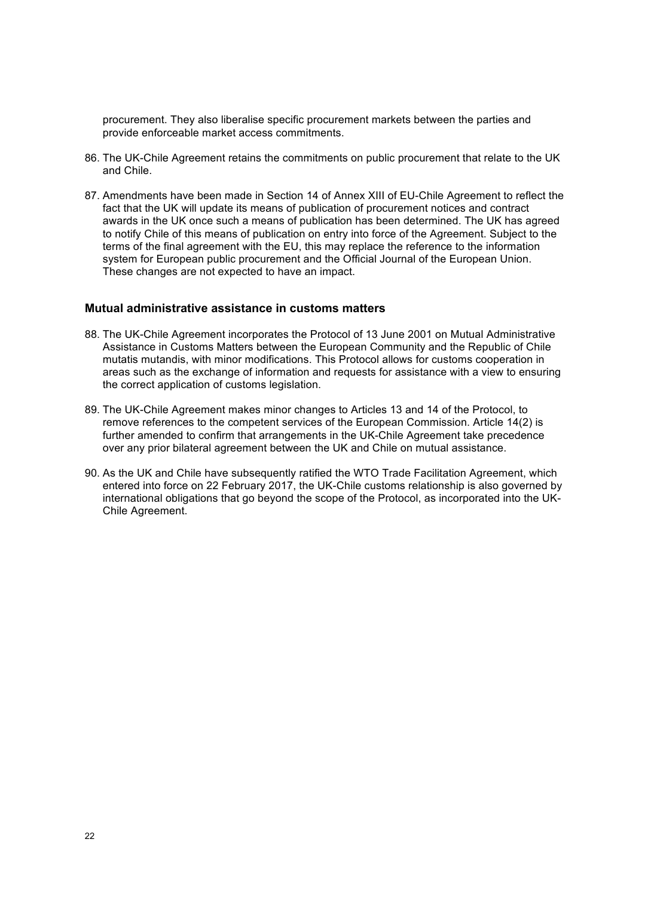procurement. They also liberalise specific procurement markets between the parties and provide enforceable market access commitments.

86. The UK-Chile Agreement retains the commitments on public procurement that relate to the UK and Chile.

87. Amendments have been made in Section 14 of Annex XIII of EU-Chile Agreement to reflect the fact that the UK will update its means of publication of procurement notices and contract awards in the UK once such a means of publication has been determined. The UK has agreed to notify Chile of this means of publication on entry into force of the Agreement. Subject to the terms of the final agreement with the EU, this may replace the reference to the information system for European public procurement and the Official Journal of the European Union. These changes are not expected to have an impact.

### Mutual administrative assistance in customs matters

88. The UK-Chile Agreement incorporates the Protocol of 13 June 2001 on Mutual Administrative Assistance in Customs Matters between the European Community and the Republic of Chile mutatis mutandis, with minor modifications. This Protocol allows for customs cooperation in areas such as the exchange of information and requests for assistance with a view to ensuring the correct application of customs legislation.

89. The UK-Chile Agreement makes minor changes to Articles 13 and 14 of the Protocol, to remove references to the competent services of the European Commission. Article 14(2) is further amended to confirm that arrangements in the UK-Chile Agreement take precedence over any prior bilateral agreement between the UK and Chile on mutual assistance.

90. As the UK and Chile have subsequently ratified the WTO Trade Facilitation Agreement, which entered into force on 22 February 2017, the UK-Chile customs relationship is also governed by international obligations that go beyond the scope of the Protocol, as incorporated into the UK-Chile Agreement.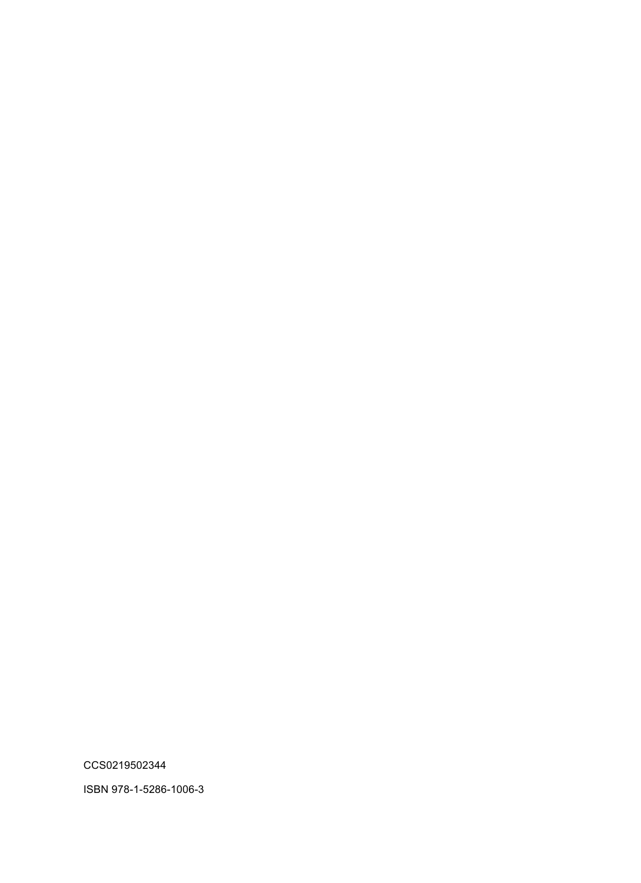CCS0219502344

ISBN 978-1-5286-1006-3